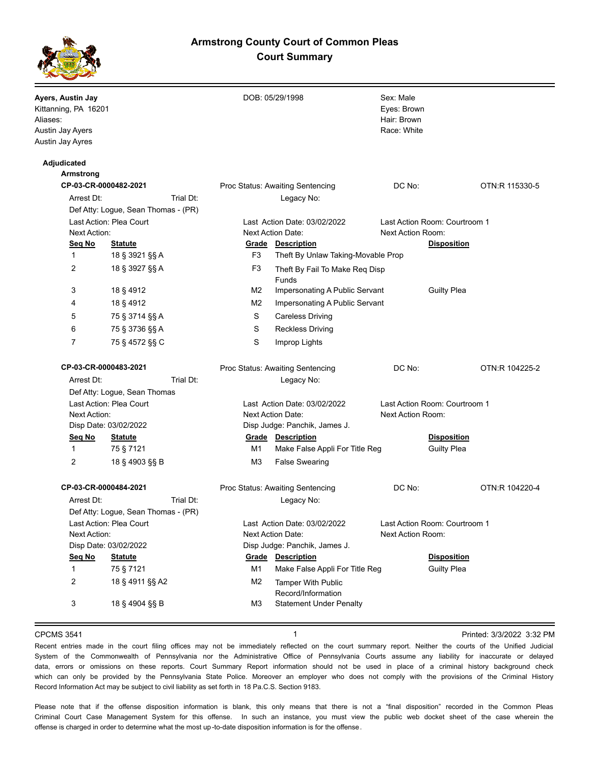# Armstrong County Court of Common Pleas
## Court Summary

**Ayers, Austin Jay**
Kittanning, PA 16201
Aliases:
Austin Jay Ayers
Austin Jay Ayres

DOB: 05/29/1998

Sex: Male
Eyes: Brown
Hair: Brown
Race: White

**Adjudicated**

**Armstrong**

**CP-03-CR-0000482-2021**

Proc Status: Awaiting Sentencing | DC No: | OTN:R 115330-5

Arrest Dt: | Trial Dt: | Legacy No:

Def Atty: Logue, Sean Thomas - (PR)

Last Action: Plea Court | Last Action Date: 03/02/2022 | Last Action Room: Courtroom 1

Next Action: | Next Action Date: | Next Action Room:

| Seq No | Statute | Grade | Description | Disposition |
|---|---|---|---|---|
| 1 | 18 § 3921 §§ A | F3 | Theft By Unlaw Taking-Movable Prop | |
| 2 | 18 § 3927 §§ A | F3 | Theft By Fail To Make Req Disp Funds | |
| 3 | 18 § 4912 | M2 | Impersonating A Public Servant | Guilty Plea |
| 4 | 18 § 4912 | M2 | Impersonating A Public Servant | |
| 5 | 75 § 3714 §§ A | S | Careless Driving | |
| 6 | 75 § 3736 §§ A | S | Reckless Driving | |
| 7 | 75 § 4572 §§ C | S | Improp Lights | |

**CP-03-CR-0000483-2021**

Proc Status: Awaiting Sentencing | DC No: | OTN:R 104225-2

Arrest Dt: | Trial Dt: | Legacy No:

Def Atty: Logue, Sean Thomas

Last Action: Plea Court | Last Action Date: 03/02/2022 | Last Action Room: Courtroom 1

Next Action: | Next Action Date: | Next Action Room:

Disp Date: 03/02/2022 | Disp Judge: Panchik, James J.

| Seq No | Statute | Grade | Description | Disposition |
|---|---|---|---|---|
| 1 | 75 § 7121 | M1 | Make False Appli For Title Reg | Guilty Plea |
| 2 | 18 § 4903 §§ B | M3 | False Swearing | |

**CP-03-CR-0000484-2021**

Proc Status: Awaiting Sentencing | DC No: | OTN:R 104220-4

Arrest Dt: | Trial Dt: | Legacy No:

Def Atty: Logue, Sean Thomas - (PR)

Last Action: Plea Court | Last Action Date: 03/02/2022 | Last Action Room: Courtroom 1

Next Action: | Next Action Date: | Next Action Room:

Disp Date: 03/02/2022 | Disp Judge: Panchik, James J.

| Seq No | Statute | Grade | Description | Disposition |
|---|---|---|---|---|
| 1 | 75 § 7121 | M1 | Make False Appli For Title Reg | Guilty Plea |
| 2 | 18 § 4911 §§ A2 | M2 | Tamper With Public Record/Information | |
| 3 | 18 § 4904 §§ B | M3 | Statement Under Penalty | |

CPCMS 3541 | Printed: 3/3/2022 3:32 PM

Recent entries made in the court filing offices may not be immediately reflected on the court summary report. Neither the courts of the Unified Judicial System of the Commonwealth of Pennsylvania nor the Administrative Office of Pennsylvania Courts assume any liability for inaccurate or delayed data, errors or omissions on these reports. Court Summary Report information should not be used in place of a criminal history background check which can only be provided by the Pennsylvania State Police. Moreover an employer who does not comply with the provisions of the Criminal History Record Information Act may be subject to civil liability as set forth in 18 Pa.C.S. Section 9183.

Please note that if the offense disposition information is blank, this only means that there is not a "final disposition" recorded in the Common Pleas Criminal Court Case Management System for this offense. In such an instance, you must view the public web docket sheet of the case wherein the offense is charged in order to determine what the most up-to-date disposition information is for the offense.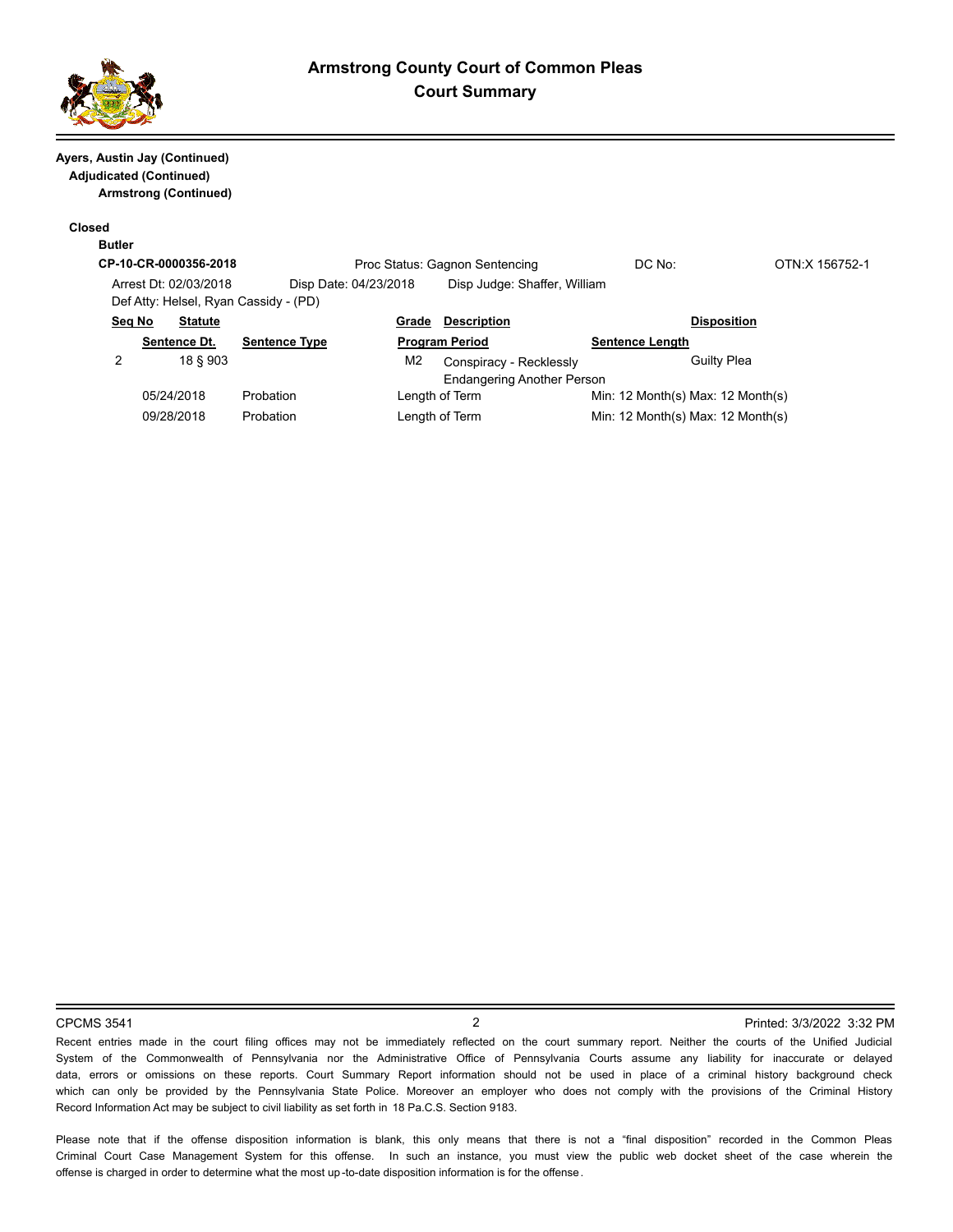# Armstrong County Court of Common Pleas

## Court Summary

**Ayers, Austin Jay (Continued)**

**Adjudicated (Continued)**

**Armstrong (Continued)**

**Closed**

**Butler**

**CP-10-CR-0000356-2018** Proc Status: Gagnon Sentencing DC No: OTN:X 156752-1

Arrest Dt: 02/03/2018 Disp Date: 04/23/2018 Disp Judge: Shaffer, William

Def Atty: Helsel, Ryan Cassidy - (PD)

| Seq No | Statute | | Grade | Description | Disposition |
|---|---|---|---|---|---|
| | Sentence Dt. | Sentence Type | Program Period | | Sentence Length |
| 2 | 18 § 903 | | M2 | Conspiracy - Recklessly Endangering Another Person | Guilty Plea |
| | 05/24/2018 | Probation | Length of Term | | Min: 12 Month(s) Max: 12 Month(s) |
| | 09/28/2018 | Probation | Length of Term | | Min: 12 Month(s) Max: 12 Month(s) |

CPCMS 3541 Printed: 3/3/2022 3:32 PM

Recent entries made in the court filing offices may not be immediately reflected on the court summary report. Neither the courts of the Unified Judicial System of the Commonwealth of Pennsylvania nor the Administrative Office of Pennsylvania Courts assume any liability for inaccurate or delayed data, errors or omissions on these reports. Court Summary Report information should not be used in place of a criminal history background check which can only be provided by the Pennsylvania State Police. Moreover an employer who does not comply with the provisions of the Criminal History Record Information Act may be subject to civil liability as set forth in 18 Pa.C.S. Section 9183.

Please note that if the offense disposition information is blank, this only means that there is not a "final disposition" recorded in the Common Pleas Criminal Court Case Management System for this offense. In such an instance, you must view the public web docket sheet of the case wherein the offense is charged in order to determine what the most up-to-date disposition information is for the offense.